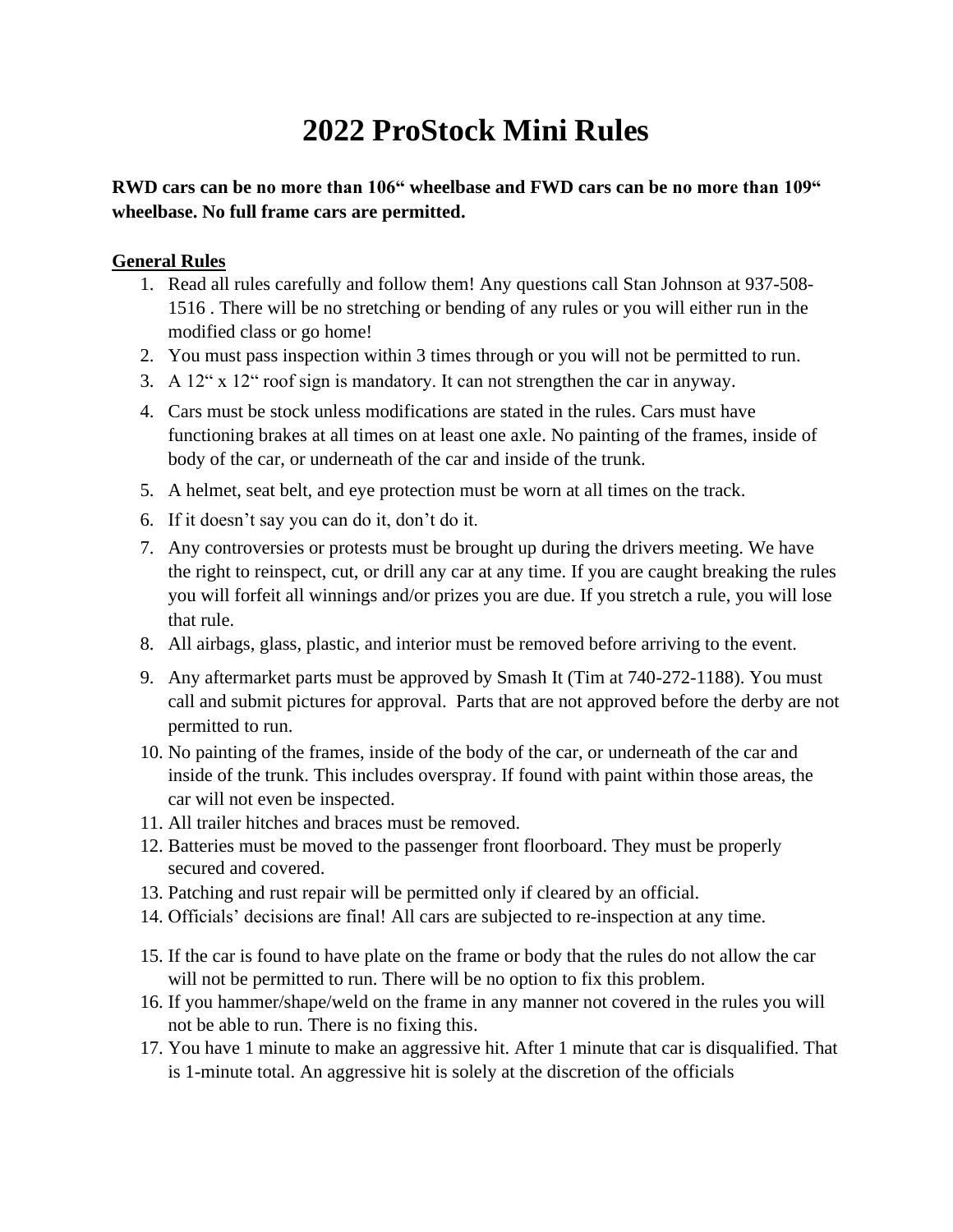# 2022 ProStock Mini Rules

**RWD cars can be no more than 106" wheelbase and FWD cars can be no more than 109" wheelbase. No full frame cars are permitted.**

## General Rules

1. Read all rules carefully and follow them! Any questions call Stan Johnson at 937-508-1516 . There will be no stretching or bending of any rules or you will either run in the modified class or go home!
2. You must pass inspection within 3 times through or you will not be permitted to run.
3. A 12" x 12" roof sign is mandatory. It can not strengthen the car in anyway.
4. Cars must be stock unless modifications are stated in the rules. Cars must have functioning brakes at all times on at least one axle. No painting of the frames, inside of body of the car, or underneath of the car and inside of the trunk.
5. A helmet, seat belt, and eye protection must be worn at all times on the track.
6. If it doesn't say you can do it, don't do it.
7. Any controversies or protests must be brought up during the drivers meeting. We have the right to reinspect, cut, or drill any car at any time. If you are caught breaking the rules you will forfeit all winnings and/or prizes you are due. If you stretch a rule, you will lose that rule.
8. All airbags, glass, plastic, and interior must be removed before arriving to the event.
9. Any aftermarket parts must be approved by Smash It (Tim at 740-272-1188). You must call and submit pictures for approval. Parts that are not approved before the derby are not permitted to run.
10. No painting of the frames, inside of the body of the car, or underneath of the car and inside of the trunk. This includes overspray. If found with paint within those areas, the car will not even be inspected.
11. All trailer hitches and braces must be removed.
12. Batteries must be moved to the passenger front floorboard. They must be properly secured and covered.
13. Patching and rust repair will be permitted only if cleared by an official.
14. Officials' decisions are final! All cars are subjected to re-inspection at any time.
15. If the car is found to have plate on the frame or body that the rules do not allow the car will not be permitted to run. There will be no option to fix this problem.
16. If you hammer/shape/weld on the frame in any manner not covered in the rules you will not be able to run. There is no fixing this.
17. You have 1 minute to make an aggressive hit. After 1 minute that car is disqualified. That is 1-minute total. An aggressive hit is solely at the discretion of the officials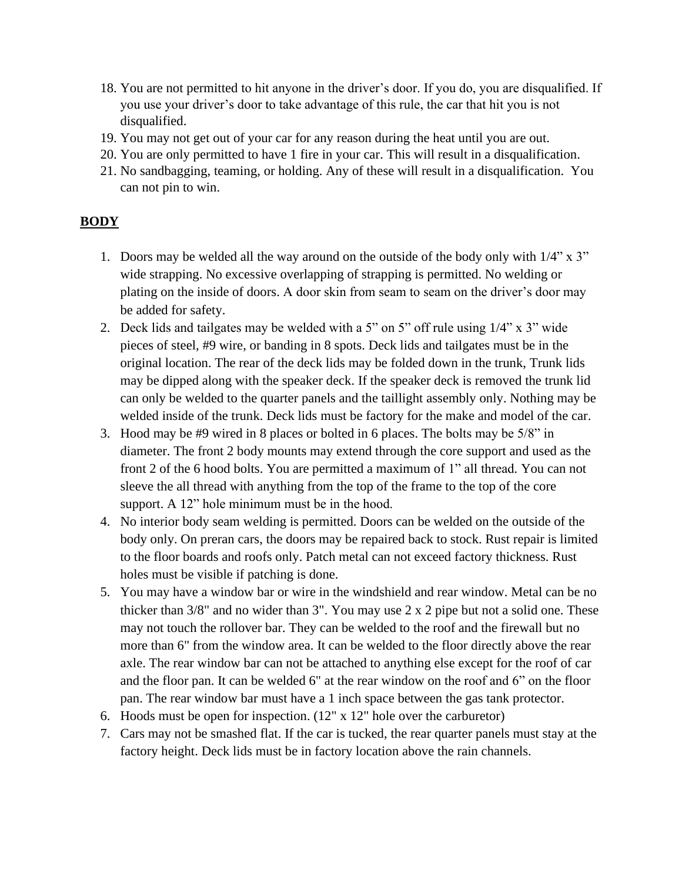18. You are not permitted to hit anyone in the driver's door. If you do, you are disqualified. If you use your driver's door to take advantage of this rule, the car that hit you is not disqualified.
19. You may not get out of your car for any reason during the heat until you are out.
20. You are only permitted to have 1 fire in your car. This will result in a disqualification.
21. No sandbagging, teaming, or holding. Any of these will result in a disqualification. You can not pin to win.

## **BODY**

1. Doors may be welded all the way around on the outside of the body only with 1/4" x 3" wide strapping. No excessive overlapping of strapping is permitted. No welding or plating on the inside of doors. A door skin from seam to seam on the driver's door may be added for safety.
2. Deck lids and tailgates may be welded with a 5" on 5" off rule using 1/4" x 3" wide pieces of steel, #9 wire, or banding in 8 spots. Deck lids and tailgates must be in the original location. The rear of the deck lids may be folded down in the trunk, Trunk lids may be dipped along with the speaker deck. If the speaker deck is removed the trunk lid can only be welded to the quarter panels and the taillight assembly only. Nothing may be welded inside of the trunk. Deck lids must be factory for the make and model of the car.
3. Hood may be #9 wired in 8 places or bolted in 6 places. The bolts may be 5/8" in diameter. The front 2 body mounts may extend through the core support and used as the front 2 of the 6 hood bolts. You are permitted a maximum of 1" all thread. You can not sleeve the all thread with anything from the top of the frame to the top of the core support. A 12" hole minimum must be in the hood.
4. No interior body seam welding is permitted. Doors can be welded on the outside of the body only. On preran cars, the doors may be repaired back to stock. Rust repair is limited to the floor boards and roofs only. Patch metal can not exceed factory thickness. Rust holes must be visible if patching is done.
5. You may have a window bar or wire in the windshield and rear window. Metal can be no thicker than 3/8" and no wider than 3". You may use 2 x 2 pipe but not a solid one. These may not touch the rollover bar. They can be welded to the roof and the firewall but no more than 6" from the window area. It can be welded to the floor directly above the rear axle. The rear window bar can not be attached to anything else except for the roof of car and the floor pan. It can be welded 6" at the rear window on the roof and 6" on the floor pan. The rear window bar must have a 1 inch space between the gas tank protector.
6. Hoods must be open for inspection. (12" x 12" hole over the carburetor)
7. Cars may not be smashed flat. If the car is tucked, the rear quarter panels must stay at the factory height. Deck lids must be in factory location above the rain channels.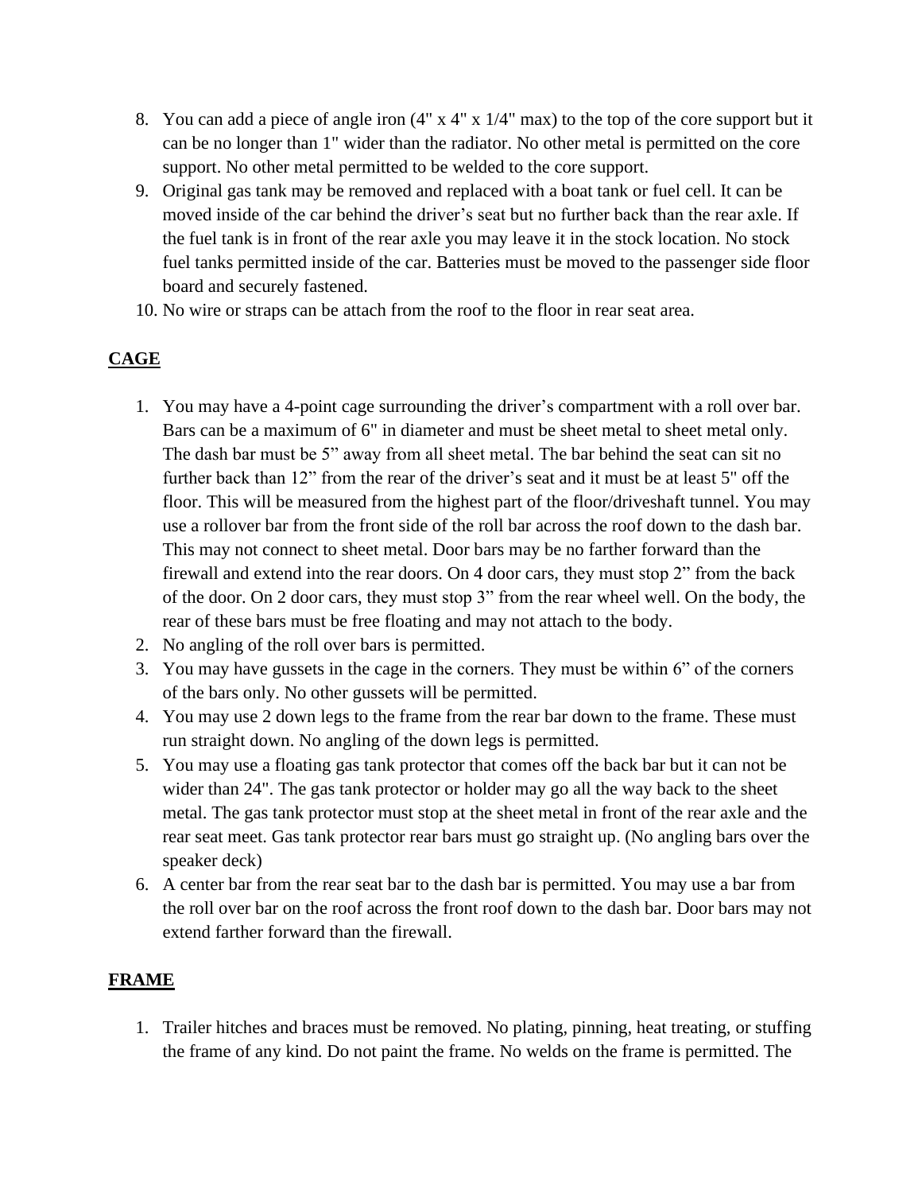8. You can add a piece of angle iron (4" x 4" x 1/4" max) to the top of the core support but it can be no longer than 1" wider than the radiator. No other metal is permitted on the core support. No other metal permitted to be welded to the core support.
9. Original gas tank may be removed and replaced with a boat tank or fuel cell. It can be moved inside of the car behind the driver's seat but no further back than the rear axle. If the fuel tank is in front of the rear axle you may leave it in the stock location. No stock fuel tanks permitted inside of the car. Batteries must be moved to the passenger side floor board and securely fastened.
10. No wire or straps can be attach from the roof to the floor in rear seat area.

## CAGE

1. You may have a 4-point cage surrounding the driver's compartment with a roll over bar. Bars can be a maximum of 6" in diameter and must be sheet metal to sheet metal only. The dash bar must be 5" away from all sheet metal. The bar behind the seat can sit no further back than 12" from the rear of the driver's seat and it must be at least 5" off the floor. This will be measured from the highest part of the floor/driveshaft tunnel. You may use a rollover bar from the front side of the roll bar across the roof down to the dash bar. This may not connect to sheet metal. Door bars may be no farther forward than the firewall and extend into the rear doors. On 4 door cars, they must stop 2" from the back of the door. On 2 door cars, they must stop 3" from the rear wheel well. On the body, the rear of these bars must be free floating and may not attach to the body.
2. No angling of the roll over bars is permitted.
3. You may have gussets in the cage in the corners. They must be within 6" of the corners of the bars only. No other gussets will be permitted.
4. You may use 2 down legs to the frame from the rear bar down to the frame. These must run straight down. No angling of the down legs is permitted.
5. You may use a floating gas tank protector that comes off the back bar but it can not be wider than 24". The gas tank protector or holder may go all the way back to the sheet metal. The gas tank protector must stop at the sheet metal in front of the rear axle and the rear seat meet. Gas tank protector rear bars must go straight up. (No angling bars over the speaker deck)
6. A center bar from the rear seat bar to the dash bar is permitted. You may use a bar from the roll over bar on the roof across the front roof down to the dash bar. Door bars may not extend farther forward than the firewall.

## FRAME

1. Trailer hitches and braces must be removed. No plating, pinning, heat treating, or stuffing the frame of any kind. Do not paint the frame. No welds on the frame is permitted. The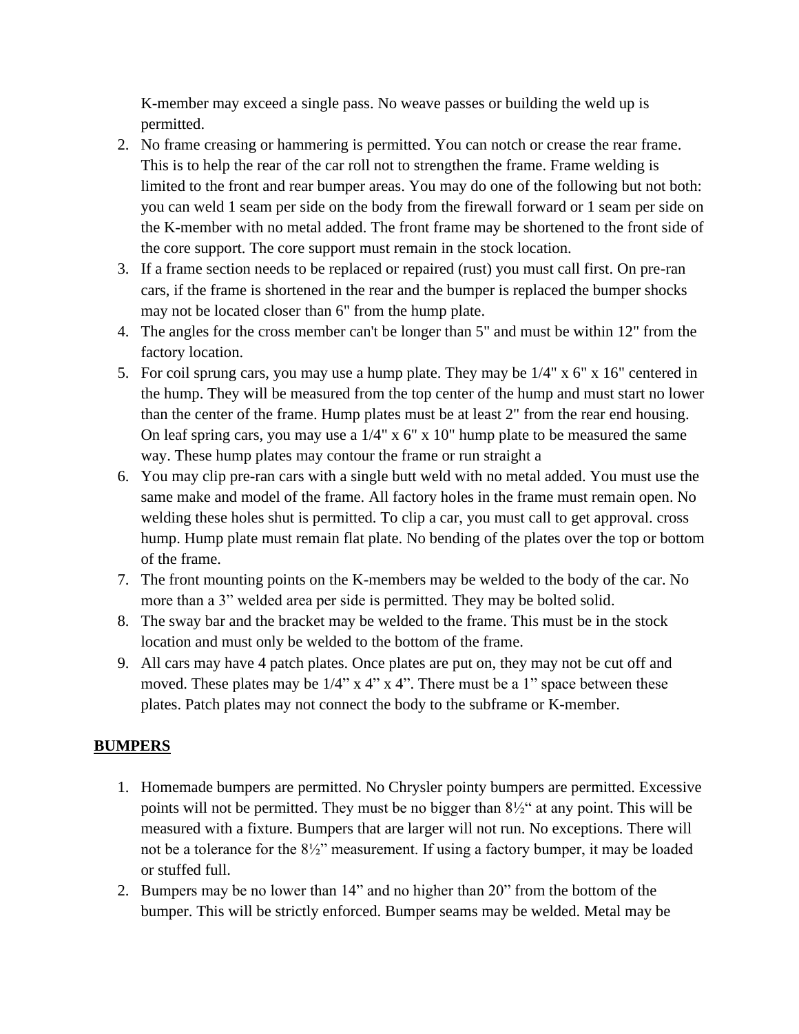K-member may exceed a single pass. No weave passes or building the weld up is permitted.

2. No frame creasing or hammering is permitted. You can notch or crease the rear frame. This is to help the rear of the car roll not to strengthen the frame. Frame welding is limited to the front and rear bumper areas. You may do one of the following but not both: you can weld 1 seam per side on the body from the firewall forward or 1 seam per side on the K-member with no metal added. The front frame may be shortened to the front side of the core support. The core support must remain in the stock location.
3. If a frame section needs to be replaced or repaired (rust) you must call first. On pre-ran cars, if the frame is shortened in the rear and the bumper is replaced the bumper shocks may not be located closer than 6" from the hump plate.
4. The angles for the cross member can't be longer than 5" and must be within 12" from the factory location.
5. For coil sprung cars, you may use a hump plate. They may be 1/4" x 6" x 16" centered in the hump. They will be measured from the top center of the hump and must start no lower than the center of the frame. Hump plates must be at least 2" from the rear end housing. On leaf spring cars, you may use a 1/4" x 6" x 10" hump plate to be measured the same way. These hump plates may contour the frame or run straight a
6. You may clip pre-ran cars with a single butt weld with no metal added. You must use the same make and model of the frame. All factory holes in the frame must remain open. No welding these holes shut is permitted. To clip a car, you must call to get approval. cross hump. Hump plate must remain flat plate. No bending of the plates over the top or bottom of the frame.
7. The front mounting points on the K-members may be welded to the body of the car. No more than a 3" welded area per side is permitted. They may be bolted solid.
8. The sway bar and the bracket may be welded to the frame. This must be in the stock location and must only be welded to the bottom of the frame.
9. All cars may have 4 patch plates. Once plates are put on, they may not be cut off and moved. These plates may be 1/4" x 4" x 4". There must be a 1" space between these plates. Patch plates may not connect the body to the subframe or K-member.

## BUMPERS

1. Homemade bumpers are permitted. No Chrysler pointy bumpers are permitted. Excessive points will not be permitted. They must be no bigger than 8½" at any point. This will be measured with a fixture. Bumpers that are larger will not run. No exceptions. There will not be a tolerance for the 8½" measurement. If using a factory bumper, it may be loaded or stuffed full.
2. Bumpers may be no lower than 14" and no higher than 20" from the bottom of the bumper. This will be strictly enforced. Bumper seams may be welded. Metal may be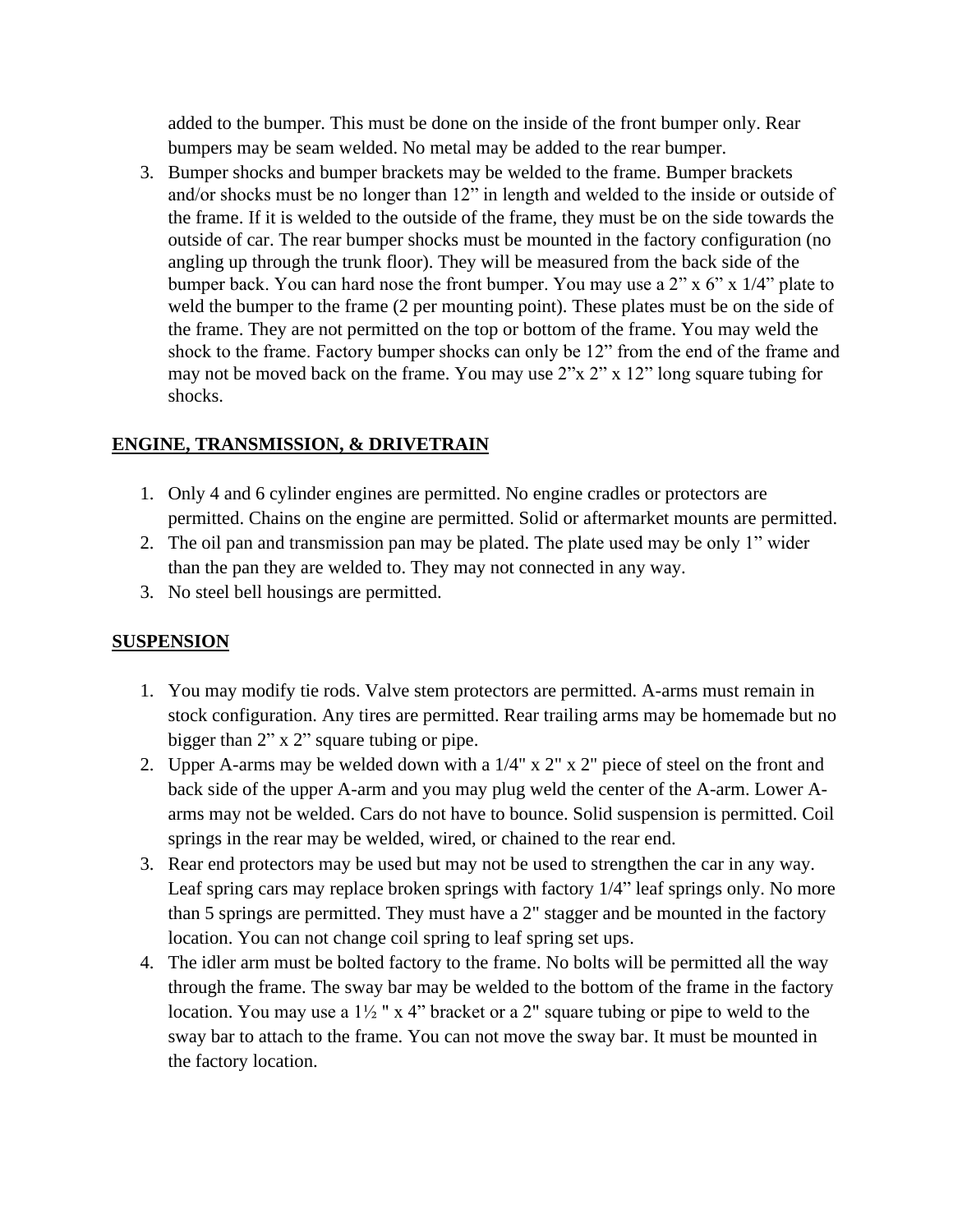added to the bumper. This must be done on the inside of the front bumper only. Rear bumpers may be seam welded. No metal may be added to the rear bumper.

3. Bumper shocks and bumper brackets may be welded to the frame. Bumper brackets and/or shocks must be no longer than 12" in length and welded to the inside or outside of the frame. If it is welded to the outside of the frame, they must be on the side towards the outside of car. The rear bumper shocks must be mounted in the factory configuration (no angling up through the trunk floor). They will be measured from the back side of the bumper back. You can hard nose the front bumper. You may use a 2" x 6" x 1/4" plate to weld the bumper to the frame (2 per mounting point). These plates must be on the side of the frame. They are not permitted on the top or bottom of the frame. You may weld the shock to the frame. Factory bumper shocks can only be 12" from the end of the frame and may not be moved back on the frame. You may use 2"x 2" x 12" long square tubing for shocks.

## ENGINE, TRANSMISSION, & DRIVETRAIN

1. Only 4 and 6 cylinder engines are permitted. No engine cradles or protectors are permitted. Chains on the engine are permitted. Solid or aftermarket mounts are permitted.
2. The oil pan and transmission pan may be plated. The plate used may be only 1" wider than the pan they are welded to. They may not connected in any way.
3. No steel bell housings are permitted.

## SUSPENSION

1. You may modify tie rods. Valve stem protectors are permitted. A-arms must remain in stock configuration. Any tires are permitted. Rear trailing arms may be homemade but no bigger than 2" x 2" square tubing or pipe.
2. Upper A-arms may be welded down with a 1/4" x 2" x 2" piece of steel on the front and back side of the upper A-arm and you may plug weld the center of the A-arm. Lower A-arms may not be welded. Cars do not have to bounce. Solid suspension is permitted. Coil springs in the rear may be welded, wired, or chained to the rear end.
3. Rear end protectors may be used but may not be used to strengthen the car in any way. Leaf spring cars may replace broken springs with factory 1/4" leaf springs only. No more than 5 springs are permitted. They must have a 2" stagger and be mounted in the factory location. You can not change coil spring to leaf spring set ups.
4. The idler arm must be bolted factory to the frame. No bolts will be permitted all the way through the frame. The sway bar may be welded to the bottom of the frame in the factory location. You may use a 1½ " x 4" bracket or a 2" square tubing or pipe to weld to the sway bar to attach to the frame. You can not move the sway bar. It must be mounted in the factory location.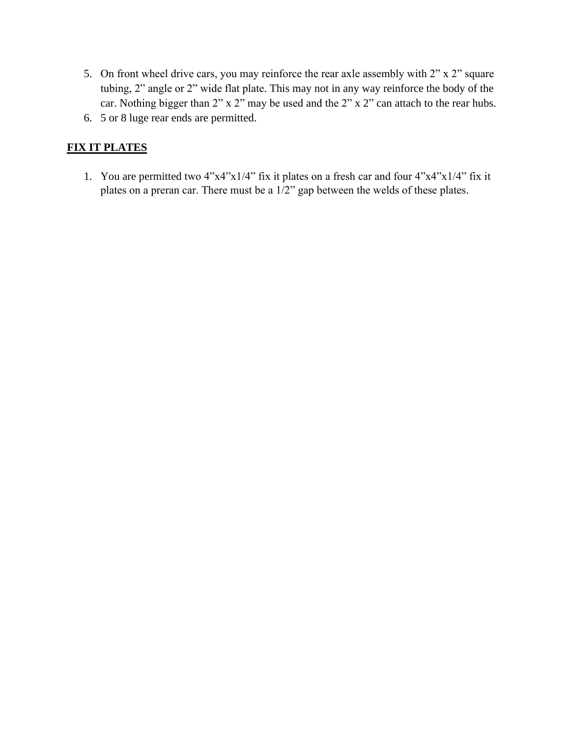5. On front wheel drive cars, you may reinforce the rear axle assembly with 2” x 2” square tubing, 2” angle or 2” wide flat plate. This may not in any way reinforce the body of the car. Nothing bigger than 2” x 2” may be used and the 2” x 2” can attach to the rear hubs.
6. 5 or 8 luge rear ends are permitted.

**FIX IT PLATES**

1. You are permitted two 4”x4”x1/4” fix it plates on a fresh car and four 4”x4”x1/4” fix it plates on a preran car. There must be a 1/2” gap between the welds of these plates.